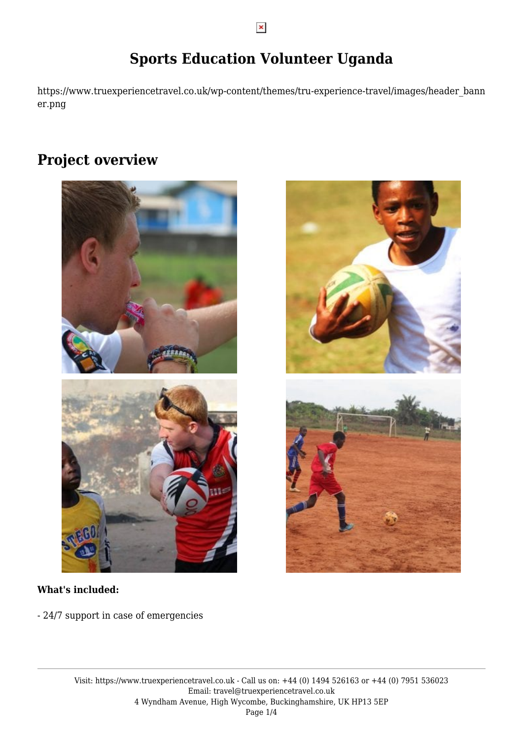# Sports Education Volunteer Uganda

https://www.truexperiencetravel.co.uk/wp-content/themes/tru-experience-travel/images/header_banner.png

## Project overview

**What's included:**

- 24/7 support in case of emergencies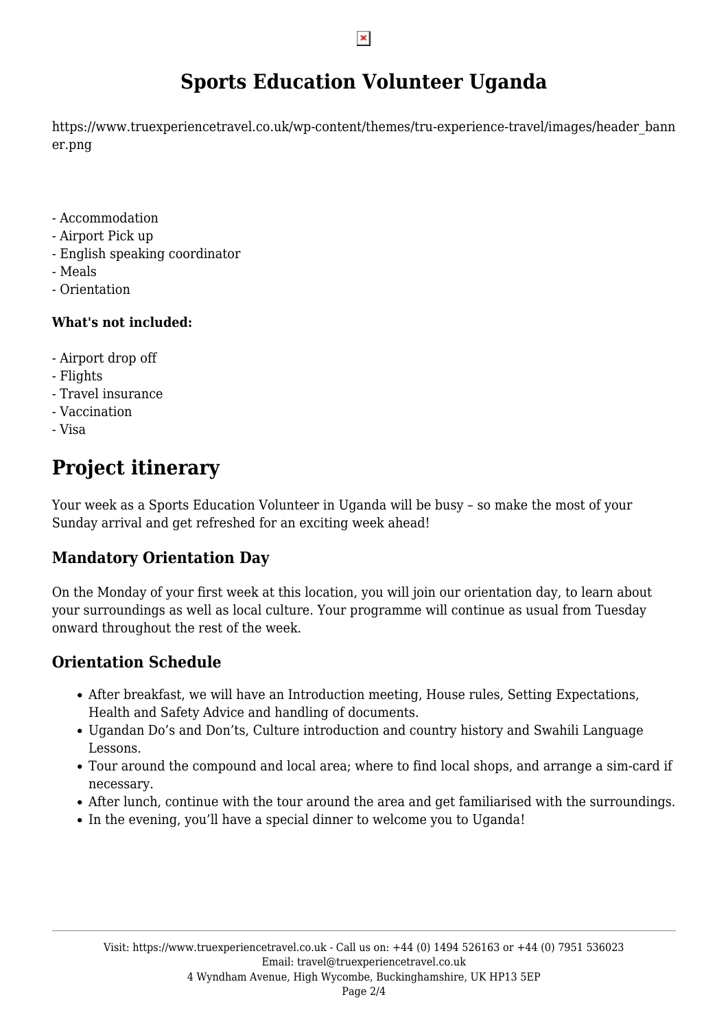# Sports Education Volunteer Uganda

https://www.truexperiencetravel.co.uk/wp-content/themes/tru-experience-travel/images/header_banner.png

- Accommodation
- Airport Pick up
- English speaking coordinator
- Meals
- Orientation

**What's not included:**

- Airport drop off
- Flights
- Travel insurance
- Vaccination
- Visa

# Project itinerary

Your week as a Sports Education Volunteer in Uganda will be busy – so make the most of your Sunday arrival and get refreshed for an exciting week ahead!

## Mandatory Orientation Day

On the Monday of your first week at this location, you will join our orientation day, to learn about your surroundings as well as local culture. Your programme will continue as usual from Tuesday onward throughout the rest of the week.

## Orientation Schedule

- After breakfast, we will have an Introduction meeting, House rules, Setting Expectations, Health and Safety Advice and handling of documents.
- Ugandan Do's and Don'ts, Culture introduction and country history and Swahili Language Lessons.
- Tour around the compound and local area; where to find local shops, and arrange a sim-card if necessary.
- After lunch, continue with the tour around the area and get familiarised with the surroundings.
- In the evening, you'll have a special dinner to welcome you to Uganda!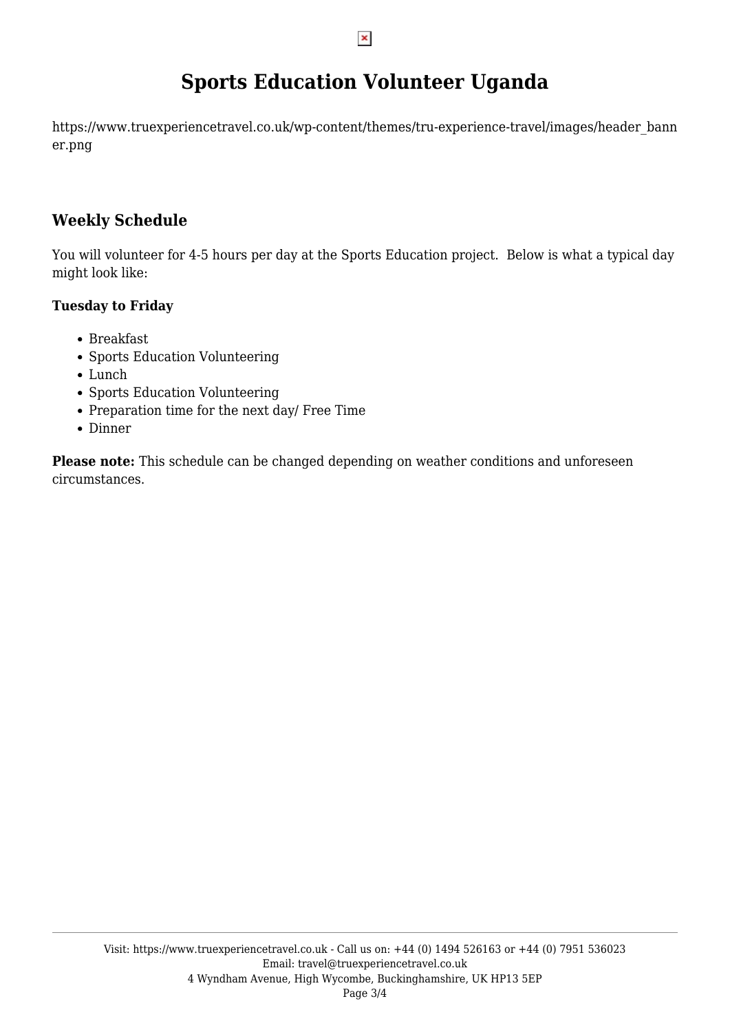# Sports Education Volunteer Uganda

https://www.truexperiencetravel.co.uk/wp-content/themes/tru-experience-travel/images/header_banner.png

## Weekly Schedule

You will volunteer for 4-5 hours per day at the Sports Education project. Below is what a typical day might look like:

**Tuesday to Friday**

- Breakfast
- Sports Education Volunteering
- Lunch
- Sports Education Volunteering
- Preparation time for the next day/ Free Time
- Dinner

**Please note:** This schedule can be changed depending on weather conditions and unforeseen circumstances.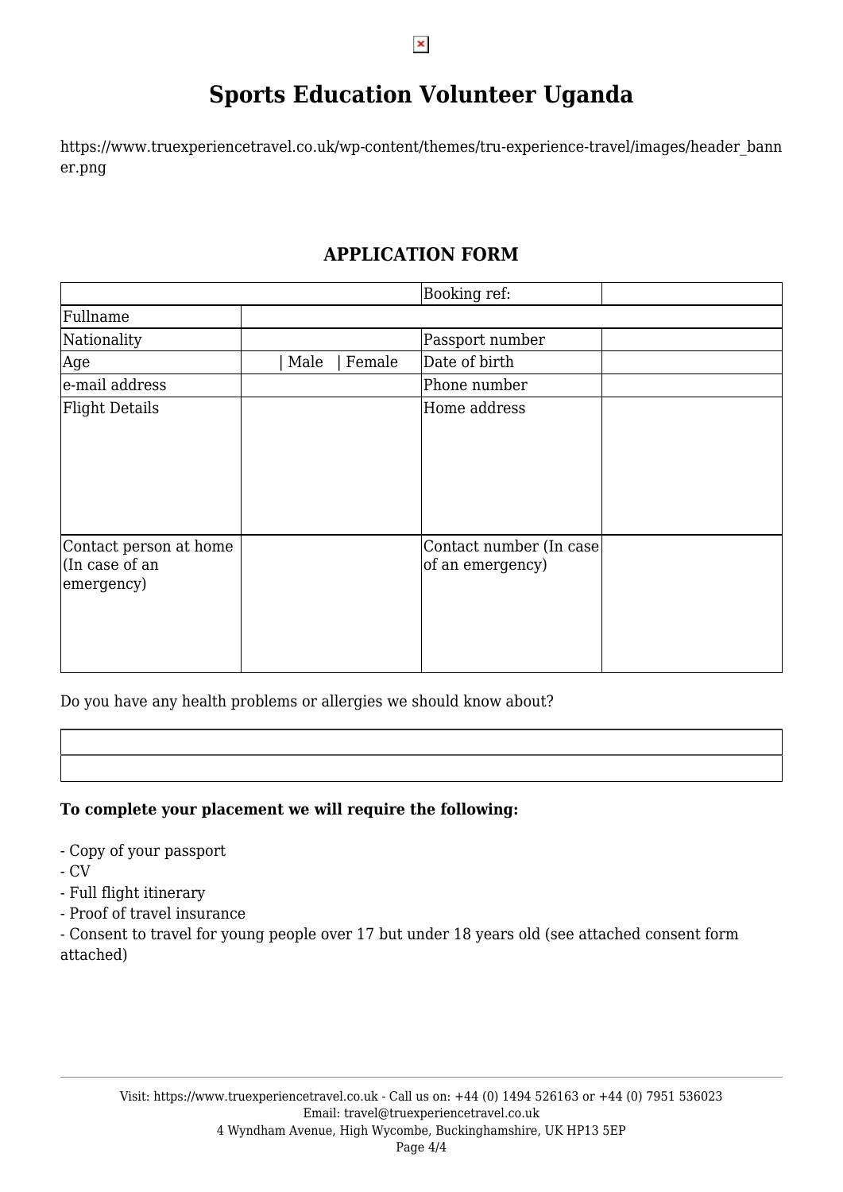# Sports Education Volunteer Uganda

https://www.truexperiencetravel.co.uk/wp-content/themes/tru-experience-travel/images/header_banner.png

## APPLICATION FORM

| | | | |
|---|---|---|---|
| | | Booking ref: | |
| Fullname | | | |
| Nationality | | Passport number | |
| Age | \| Male \| Female | Date of birth | |
| e-mail address | | Phone number | |
| Flight Details | | Home address | |
| Contact person at home (In case of an emergency) | | Contact number (In case of an emergency) | |

Do you have any health problems or allergies we should know about?

| |
|---|
| |
| |

**To complete your placement we will require the following:**

- Copy of your passport
- CV
- Full flight itinerary
- Proof of travel insurance
- Consent to travel for young people over 17 but under 18 years old (see attached consent form attached)